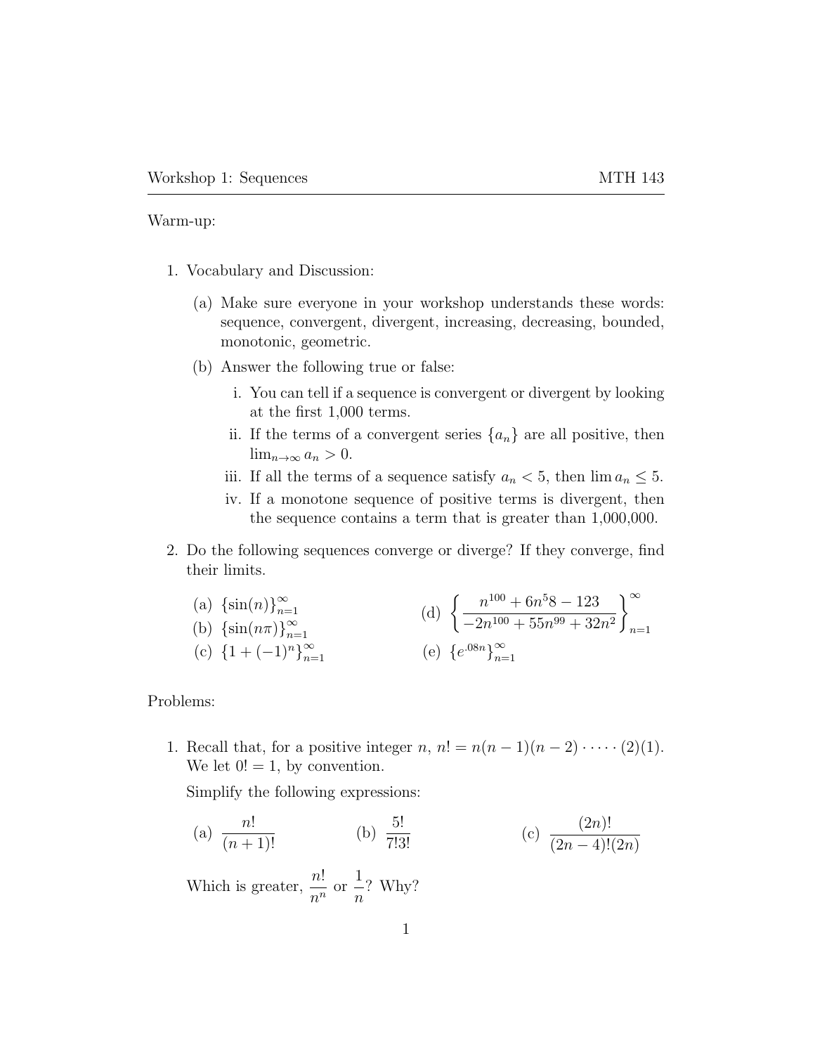Warm-up:

1. Vocabulary and Discussion:

   (a) Make sure everyone in your workshop understands these words: sequence, convergent, divergent, increasing, decreasing, bounded, monotonic, geometric.

   (b) Answer the following true or false:

      i. You can tell if a sequence is convergent or divergent by looking at the first 1,000 terms.

      ii. If the terms of a convergent series $\{a_n\}$ are all positive, then $\lim_{n\to\infty} a_n > 0$.

      iii. If all the terms of a sequence satisfy $a_n < 5$, then $\lim a_n \leq 5$.

      iv. If a monotone sequence of positive terms is divergent, then the sequence contains a term that is greater than 1,000,000.

2. Do the following sequences converge or diverge? If they converge, find their limits.

   (a) $\{\sin(n)\}_{n=1}^{\infty}$

   (b) $\{\sin(n\pi)\}_{n=1}^{\infty}$

   (c) $\{1 + (-1)^n\}_{n=1}^{\infty}$

   (d) $\left\{ \dfrac{n^{100} + 6n^58 - 123}{-2n^{100} + 55n^{99} + 32n^2} \right\}_{n=1}^{\infty}$

   (e) $\{e^{.08n}\}_{n=1}^{\infty}$

Problems:

1. Recall that, for a positive integer $n$, $n! = n(n-1)(n-2)\cdot \cdots \cdot (2)(1)$. We let $0! = 1$, by convention.

   Simplify the following expressions:

   (a) $\dfrac{n!}{(n+1)!}$

   (b) $\dfrac{5!}{7!3!}$

   (c) $\dfrac{(2n)!}{(2n-4)!(2n)}$

   Which is greater, $\dfrac{n!}{n^n}$ or $\dfrac{1}{n}$? Why?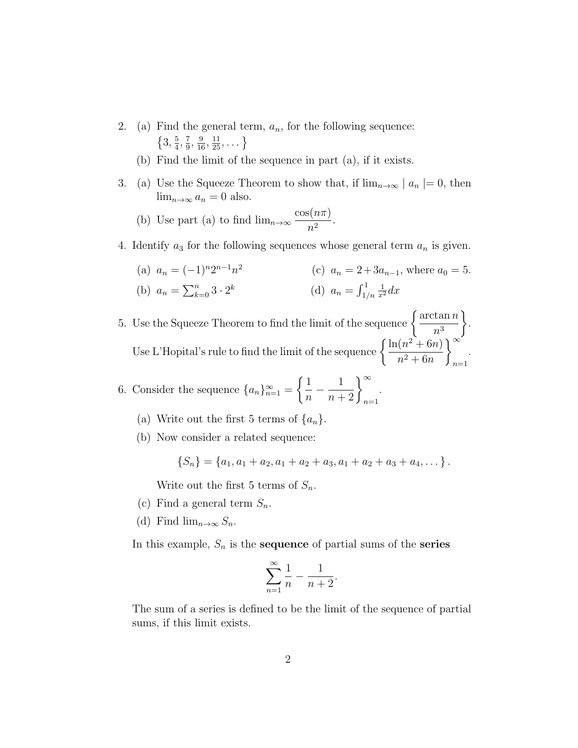2. (a) Find the general term, $a_n$, for the following sequence: $\{3, \frac{5}{4}, \frac{7}{9}, \frac{9}{16}, \frac{11}{25}, \dots\}$

   (b) Find the limit of the sequence in part (a), if it exists.

3. (a) Use the Squeeze Theorem to show that, if $\lim_{n\to\infty} |a_n| = 0$, then $\lim_{n\to\infty} a_n = 0$ also.

   (b) Use part (a) to find $\lim_{n\to\infty} \dfrac{\cos(n\pi)}{n^2}$.

4. Identify $a_3$ for the following sequences whose general term $a_n$ is given.

   (a) $a_n = (-1)^n 2^{n-1} n^2$

   (b) $a_n = \sum_{k=0}^{n} 3 \cdot 2^k$

   (c) $a_n = 2 + 3a_{n-1}$, where $a_0 = 5$.

   (d) $a_n = \int_{1/n}^{1} \frac{1}{x^2} dx$

5. Use the Squeeze Theorem to find the limit of the sequence $\left\{ \dfrac{\arctan n}{n^3} \right\}$.

   Use L'Hopital's rule to find the limit of the sequence $\left\{ \dfrac{\ln(n^2 + 6n)}{n^2 + 6n} \right\}_{n=1}^{\infty}$.

6. Consider the sequence $\{a_n\}_{n=1}^{\infty} = \left\{ \dfrac{1}{n} - \dfrac{1}{n+2} \right\}_{n=1}^{\infty}$.

   (a) Write out the first 5 terms of $\{a_n\}$.

   (b) Now consider a related sequence:

   $$\{S_n\} = \{a_1, a_1 + a_2, a_1 + a_2 + a_3, a_1 + a_2 + a_3 + a_4, \dots\}.$$

   Write out the first 5 terms of $S_n$.

   (c) Find a general term $S_n$.

   (d) Find $\lim_{n\to\infty} S_n$.

   In this example, $S_n$ is the **sequence** of partial sums of the **series**

   $$\sum_{n=1}^{\infty} \frac{1}{n} - \frac{1}{n+2}.$$

   The sum of a series is defined to be the limit of the sequence of partial sums, if this limit exists.